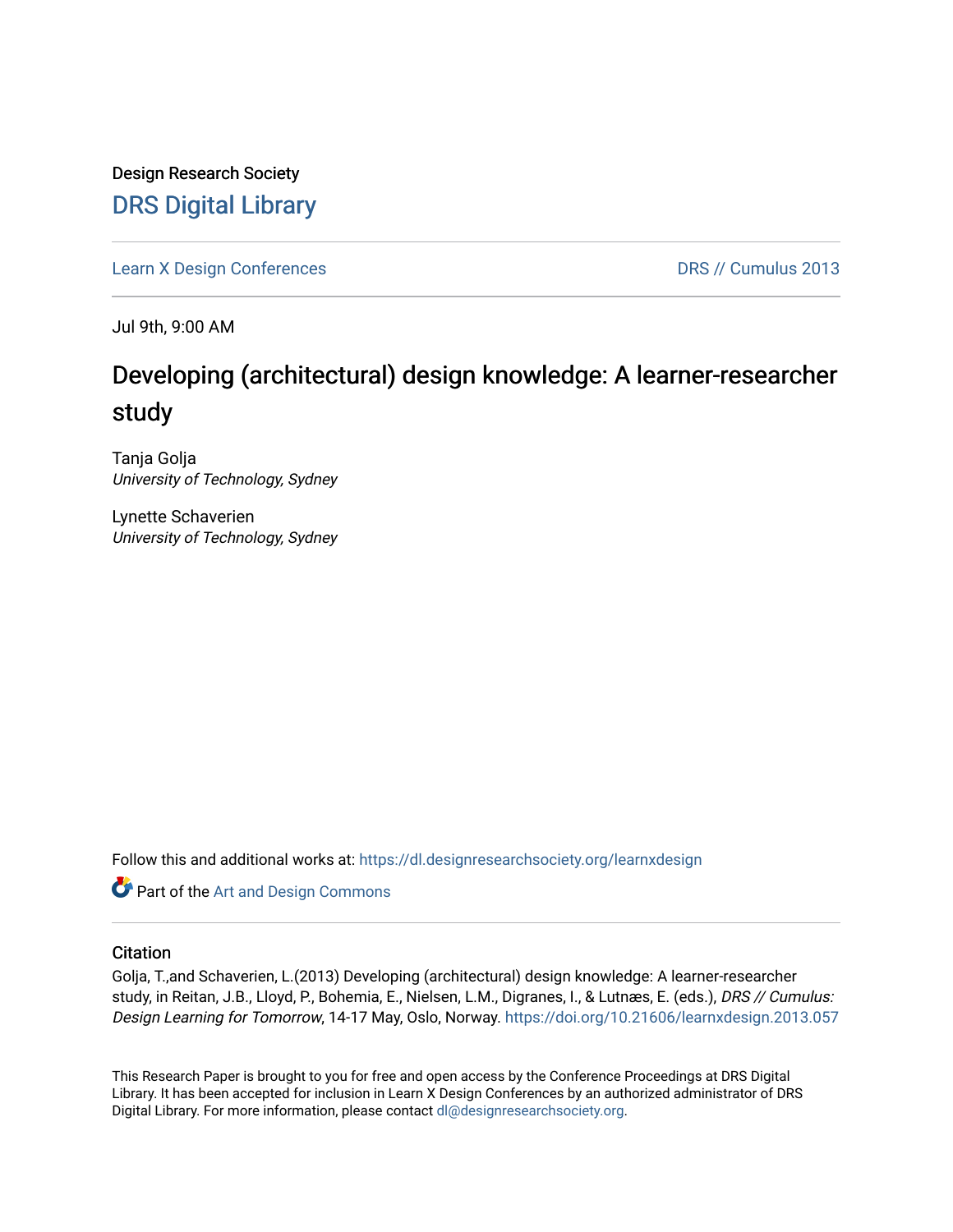Design Research Society

# DRS Digital Library

Learn X Design Conferences | DRS // Cumulus 2013

Jul 9th, 9:00 AM

## Developing (architectural) design knowledge: A learner-researcher study

Tanja Golja
*University of Technology, Sydney*

Lynette Schaverien
*University of Technology, Sydney*

Follow this and additional works at: https://dl.designresearchsociety.org/learnxdesign

Part of the Art and Design Commons

### Citation

Golja, T.,and Schaverien, L.(2013) Developing (architectural) design knowledge: A learner-researcher study, in Reitan, J.B., Lloyd, P., Bohemia, E., Nielsen, L.M., Digranes, I., & Lutnæs, E. (eds.), *DRS // Cumulus: Design Learning for Tomorrow*, 14-17 May, Oslo, Norway. https://doi.org/10.21606/learnxdesign.2013.057

This Research Paper is brought to you for free and open access by the Conference Proceedings at DRS Digital Library. It has been accepted for inclusion in Learn X Design Conferences by an authorized administrator of DRS Digital Library. For more information, please contact dl@designresearchsociety.org.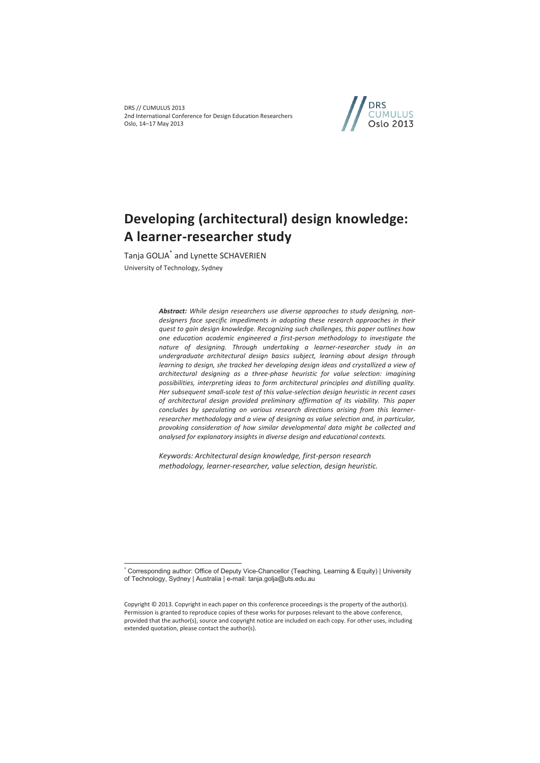# Developing (architectural) design knowledge: A learner-researcher study

Tanja GOLJA[*] and Lynette SCHAVERIEN

University of Technology, Sydney

***Abstract:*** *While design researchers use diverse approaches to study designing, non-designers face specific impediments in adopting these research approaches in their quest to gain design knowledge. Recognizing such challenges, this paper outlines how one education academic engineered a first-person methodology to investigate the nature of designing. Through undertaking a learner-researcher study in an undergraduate architectural design basics subject, learning about design through learning to design, she tracked her developing design ideas and crystallized a view of architectural designing as a three-phase heuristic for value selection: imagining possibilities, interpreting ideas to form architectural principles and distilling quality. Her subsequent small-scale test of this value-selection design heuristic in recent cases of architectural design provided preliminary affirmation of its viability. This paper concludes by speculating on various research directions arising from this learner-researcher methodology and a view of designing as value selection and, in particular, provoking consideration of how similar developmental data might be collected and analysed for explanatory insights in diverse design and educational contexts.*

*Keywords: Architectural design knowledge, first-person research methodology, learner-researcher, value selection, design heuristic.*

---

[*] Corresponding author: Office of Deputy Vice-Chancellor (Teaching, Learning & Equity) | University of Technology, Sydney | Australia | e-mail: tanja.golja@uts.edu.au

Copyright © 2013. Copyright in each paper on this conference proceedings is the property of the author(s). Permission is granted to reproduce copies of these works for purposes relevant to the above conference, provided that the author(s), source and copyright notice are included on each copy. For other uses, including extended quotation, please contact the author(s).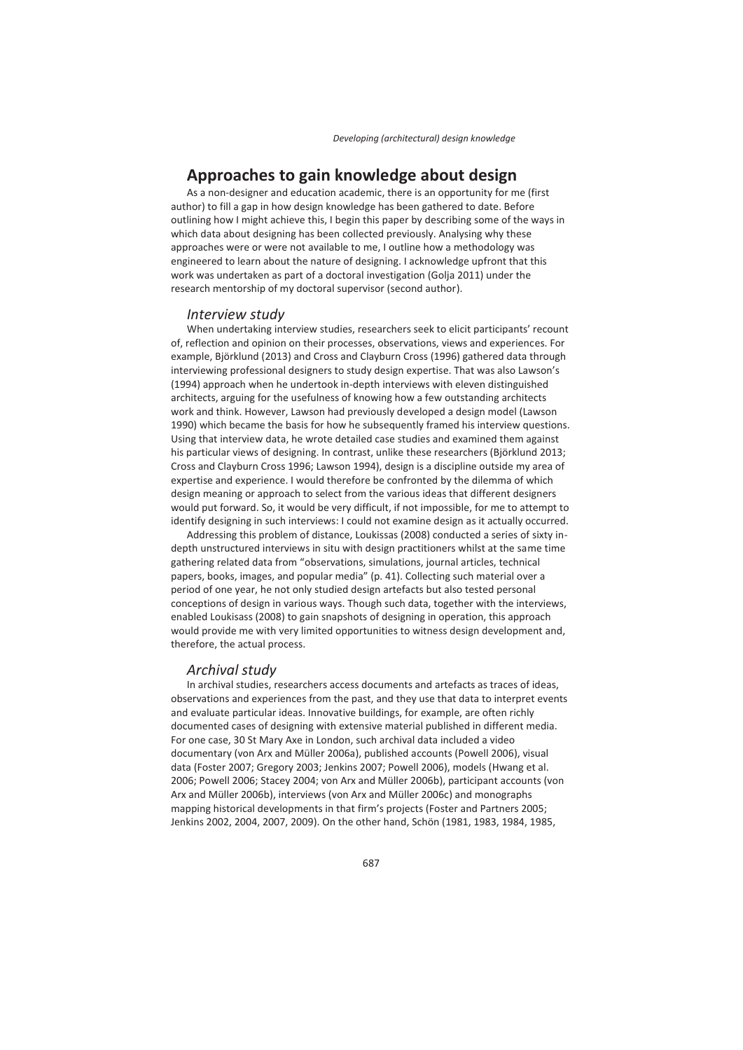## Approaches to gain knowledge about design

As a non-designer and education academic, there is an opportunity for me (first author) to fill a gap in how design knowledge has been gathered to date. Before outlining how I might achieve this, I begin this paper by describing some of the ways in which data about designing has been collected previously. Analysing why these approaches were or were not available to me, I outline how a methodology was engineered to learn about the nature of designing. I acknowledge upfront that this work was undertaken as part of a doctoral investigation (Golja 2011) under the research mentorship of my doctoral supervisor (second author).

### *Interview study*

When undertaking interview studies, researchers seek to elicit participants' recount of, reflection and opinion on their processes, observations, views and experiences. For example, Björklund (2013) and Cross and Clayburn Cross (1996) gathered data through interviewing professional designers to study design expertise. That was also Lawson's (1994) approach when he undertook in-depth interviews with eleven distinguished architects, arguing for the usefulness of knowing how a few outstanding architects work and think. However, Lawson had previously developed a design model (Lawson 1990) which became the basis for how he subsequently framed his interview questions. Using that interview data, he wrote detailed case studies and examined them against his particular views of designing. In contrast, unlike these researchers (Björklund 2013; Cross and Clayburn Cross 1996; Lawson 1994), design is a discipline outside my area of expertise and experience. I would therefore be confronted by the dilemma of which design meaning or approach to select from the various ideas that different designers would put forward. So, it would be very difficult, if not impossible, for me to attempt to identify designing in such interviews: I could not examine design as it actually occurred.

Addressing this problem of distance, Loukissas (2008) conducted a series of sixty in-depth unstructured interviews in situ with design practitioners whilst at the same time gathering related data from "observations, simulations, journal articles, technical papers, books, images, and popular media" (p. 41). Collecting such material over a period of one year, he not only studied design artefacts but also tested personal conceptions of design in various ways. Though such data, together with the interviews, enabled Loukisass (2008) to gain snapshots of designing in operation, this approach would provide me with very limited opportunities to witness design development and, therefore, the actual process.

### *Archival study*

In archival studies, researchers access documents and artefacts as traces of ideas, observations and experiences from the past, and they use that data to interpret events and evaluate particular ideas. Innovative buildings, for example, are often richly documented cases of designing with extensive material published in different media. For one case, 30 St Mary Axe in London, such archival data included a video documentary (von Arx and Müller 2006a), published accounts (Powell 2006), visual data (Foster 2007; Gregory 2003; Jenkins 2007; Powell 2006), models (Hwang et al. 2006; Powell 2006; Stacey 2004; von Arx and Müller 2006b), participant accounts (von Arx and Müller 2006b), interviews (von Arx and Müller 2006c) and monographs mapping historical developments in that firm's projects (Foster and Partners 2005; Jenkins 2002, 2004, 2007, 2009). On the other hand, Schön (1981, 1983, 1984, 1985,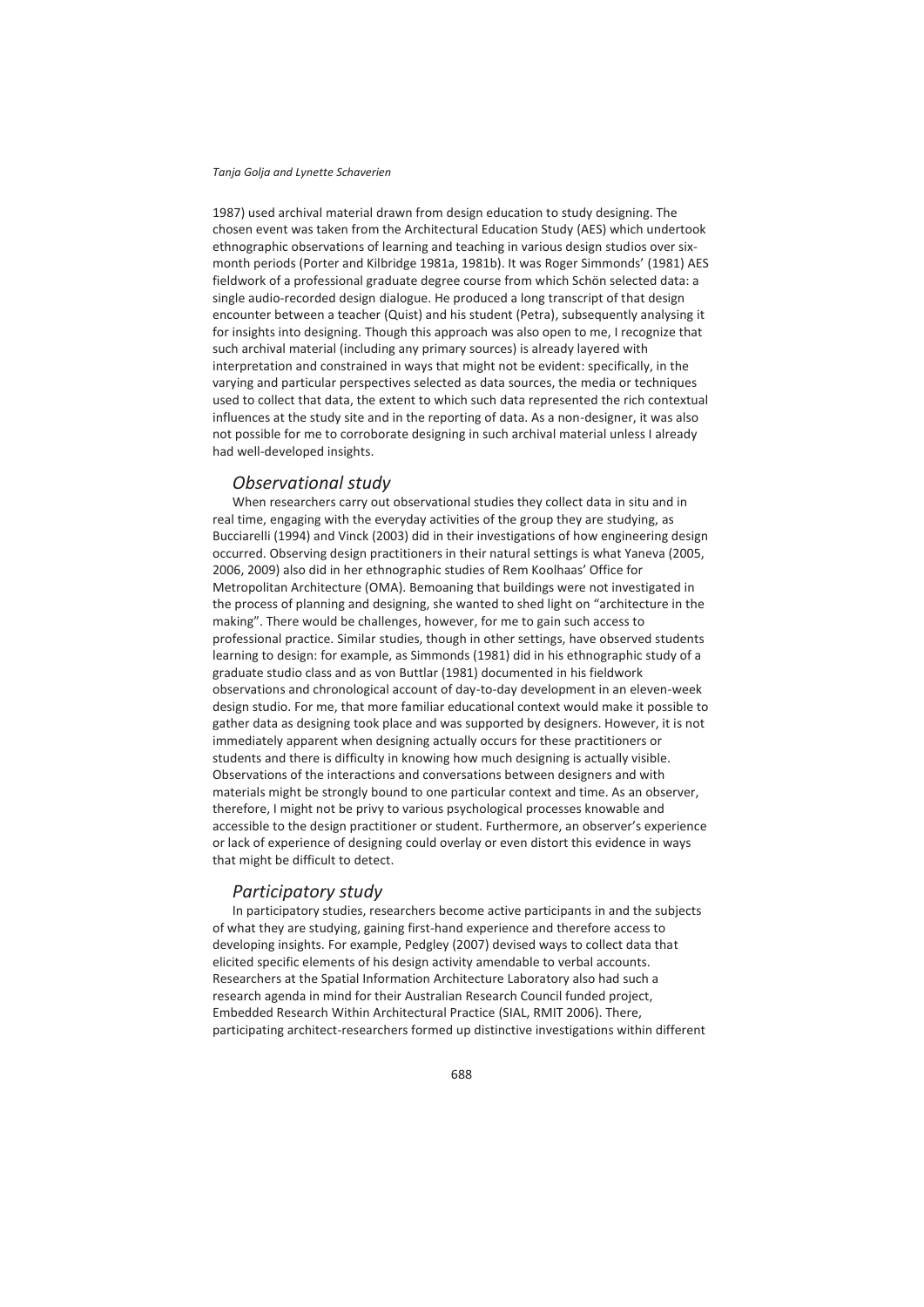1987) used archival material drawn from design education to study designing. The chosen event was taken from the Architectural Education Study (AES) which undertook ethnographic observations of learning and teaching in various design studios over six-month periods (Porter and Kilbridge 1981a, 1981b). It was Roger Simmonds' (1981) AES fieldwork of a professional graduate degree course from which Schön selected data: a single audio-recorded design dialogue. He produced a long transcript of that design encounter between a teacher (Quist) and his student (Petra), subsequently analysing it for insights into designing. Though this approach was also open to me, I recognize that such archival material (including any primary sources) is already layered with interpretation and constrained in ways that might not be evident: specifically, in the varying and particular perspectives selected as data sources, the media or techniques used to collect that data, the extent to which such data represented the rich contextual influences at the study site and in the reporting of data. As a non-designer, it was also not possible for me to corroborate designing in such archival material unless I already had well-developed insights.

## *Observational study*

When researchers carry out observational studies they collect data in situ and in real time, engaging with the everyday activities of the group they are studying, as Bucciarelli (1994) and Vinck (2003) did in their investigations of how engineering design occurred. Observing design practitioners in their natural settings is what Yaneva (2005, 2006, 2009) also did in her ethnographic studies of Rem Koolhaas' Office for Metropolitan Architecture (OMA). Bemoaning that buildings were not investigated in the process of planning and designing, she wanted to shed light on "architecture in the making". There would be challenges, however, for me to gain such access to professional practice. Similar studies, though in other settings, have observed students learning to design: for example, as Simmonds (1981) did in his ethnographic study of a graduate studio class and as von Buttlar (1981) documented in his fieldwork observations and chronological account of day-to-day development in an eleven-week design studio. For me, that more familiar educational context would make it possible to gather data as designing took place and was supported by designers. However, it is not immediately apparent when designing actually occurs for these practitioners or students and there is difficulty in knowing how much designing is actually visible. Observations of the interactions and conversations between designers and with materials might be strongly bound to one particular context and time. As an observer, therefore, I might not be privy to various psychological processes knowable and accessible to the design practitioner or student. Furthermore, an observer's experience or lack of experience of designing could overlay or even distort this evidence in ways that might be difficult to detect.

## *Participatory study*

In participatory studies, researchers become active participants in and the subjects of what they are studying, gaining first-hand experience and therefore access to developing insights. For example, Pedgley (2007) devised ways to collect data that elicited specific elements of his design activity amendable to verbal accounts. Researchers at the Spatial Information Architecture Laboratory also had such a research agenda in mind for their Australian Research Council funded project, Embedded Research Within Architectural Practice (SIAL, RMIT 2006). There, participating architect-researchers formed up distinctive investigations within different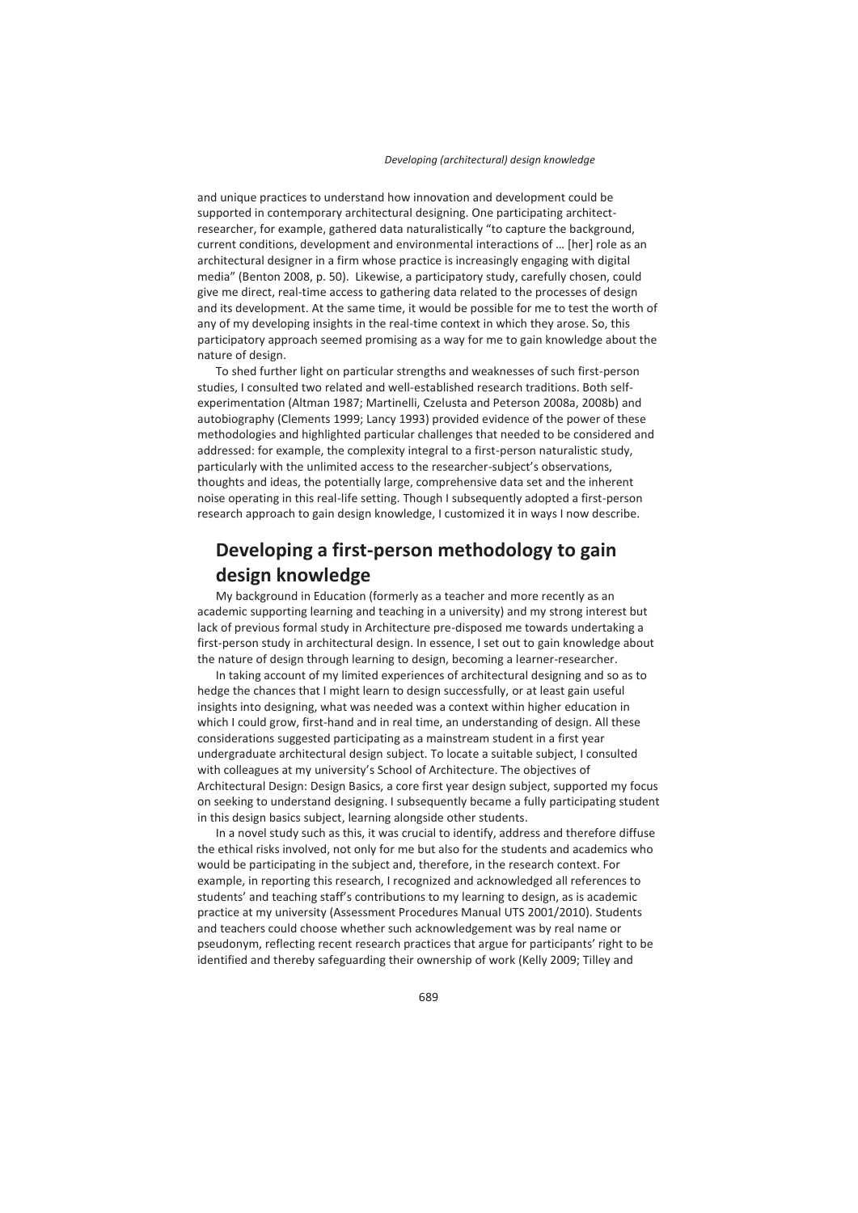and unique practices to understand how innovation and development could be supported in contemporary architectural designing. One participating architect-researcher, for example, gathered data naturalistically "to capture the background, current conditions, development and environmental interactions of … [her] role as an architectural designer in a firm whose practice is increasingly engaging with digital media" (Benton 2008, p. 50). Likewise, a participatory study, carefully chosen, could give me direct, real-time access to gathering data related to the processes of design and its development. At the same time, it would be possible for me to test the worth of any of my developing insights in the real-time context in which they arose. So, this participatory approach seemed promising as a way for me to gain knowledge about the nature of design.

To shed further light on particular strengths and weaknesses of such first-person studies, I consulted two related and well-established research traditions. Both self-experimentation (Altman 1987; Martinelli, Czelusta and Peterson 2008a, 2008b) and autobiography (Clements 1999; Lancy 1993) provided evidence of the power of these methodologies and highlighted particular challenges that needed to be considered and addressed: for example, the complexity integral to a first-person naturalistic study, particularly with the unlimited access to the researcher-subject's observations, thoughts and ideas, the potentially large, comprehensive data set and the inherent noise operating in this real-life setting. Though I subsequently adopted a first-person research approach to gain design knowledge, I customized it in ways I now describe.

## Developing a first-person methodology to gain design knowledge

My background in Education (formerly as a teacher and more recently as an academic supporting learning and teaching in a university) and my strong interest but lack of previous formal study in Architecture pre-disposed me towards undertaking a first-person study in architectural design. In essence, I set out to gain knowledge about the nature of design through learning to design, becoming a learner-researcher.

In taking account of my limited experiences of architectural designing and so as to hedge the chances that I might learn to design successfully, or at least gain useful insights into designing, what was needed was a context within higher education in which I could grow, first-hand and in real time, an understanding of design. All these considerations suggested participating as a mainstream student in a first year undergraduate architectural design subject. To locate a suitable subject, I consulted with colleagues at my university's School of Architecture. The objectives of Architectural Design: Design Basics, a core first year design subject, supported my focus on seeking to understand designing. I subsequently became a fully participating student in this design basics subject, learning alongside other students.

In a novel study such as this, it was crucial to identify, address and therefore diffuse the ethical risks involved, not only for me but also for the students and academics who would be participating in the subject and, therefore, in the research context. For example, in reporting this research, I recognized and acknowledged all references to students' and teaching staff's contributions to my learning to design, as is academic practice at my university (Assessment Procedures Manual UTS 2001/2010). Students and teachers could choose whether such acknowledgement was by real name or pseudonym, reflecting recent research practices that argue for participants' right to be identified and thereby safeguarding their ownership of work (Kelly 2009; Tilley and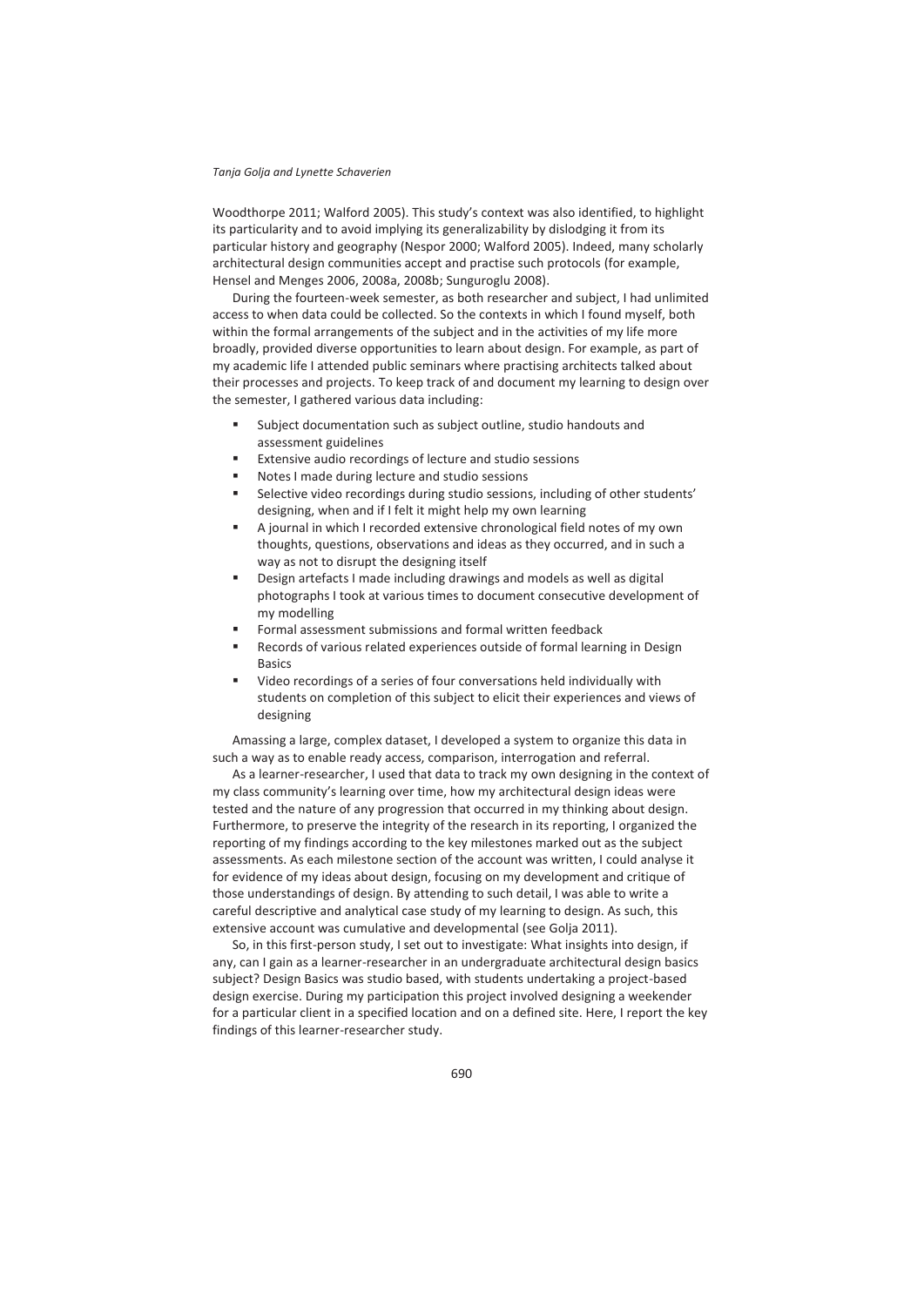Woodthorpe 2011; Walford 2005). This study's context was also identified, to highlight its particularity and to avoid implying its generalizability by dislodging it from its particular history and geography (Nespor 2000; Walford 2005). Indeed, many scholarly architectural design communities accept and practise such protocols (for example, Hensel and Menges 2006, 2008a, 2008b; Sunguroglu 2008).

During the fourteen-week semester, as both researcher and subject, I had unlimited access to when data could be collected. So the contexts in which I found myself, both within the formal arrangements of the subject and in the activities of my life more broadly, provided diverse opportunities to learn about design. For example, as part of my academic life I attended public seminars where practising architects talked about their processes and projects. To keep track of and document my learning to design over the semester, I gathered various data including:

- Subject documentation such as subject outline, studio handouts and assessment guidelines
- Extensive audio recordings of lecture and studio sessions
- Notes I made during lecture and studio sessions
- Selective video recordings during studio sessions, including of other students' designing, when and if I felt it might help my own learning
- A journal in which I recorded extensive chronological field notes of my own thoughts, questions, observations and ideas as they occurred, and in such a way as not to disrupt the designing itself
- Design artefacts I made including drawings and models as well as digital photographs I took at various times to document consecutive development of my modelling
- Formal assessment submissions and formal written feedback
- Records of various related experiences outside of formal learning in Design Basics
- Video recordings of a series of four conversations held individually with students on completion of this subject to elicit their experiences and views of designing

Amassing a large, complex dataset, I developed a system to organize this data in such a way as to enable ready access, comparison, interrogation and referral.

As a learner-researcher, I used that data to track my own designing in the context of my class community's learning over time, how my architectural design ideas were tested and the nature of any progression that occurred in my thinking about design. Furthermore, to preserve the integrity of the research in its reporting, I organized the reporting of my findings according to the key milestones marked out as the subject assessments. As each milestone section of the account was written, I could analyse it for evidence of my ideas about design, focusing on my development and critique of those understandings of design. By attending to such detail, I was able to write a careful descriptive and analytical case study of my learning to design. As such, this extensive account was cumulative and developmental (see Golja 2011).

So, in this first-person study, I set out to investigate: What insights into design, if any, can I gain as a learner-researcher in an undergraduate architectural design basics subject? Design Basics was studio based, with students undertaking a project-based design exercise. During my participation this project involved designing a weekender for a particular client in a specified location and on a defined site. Here, I report the key findings of this learner-researcher study.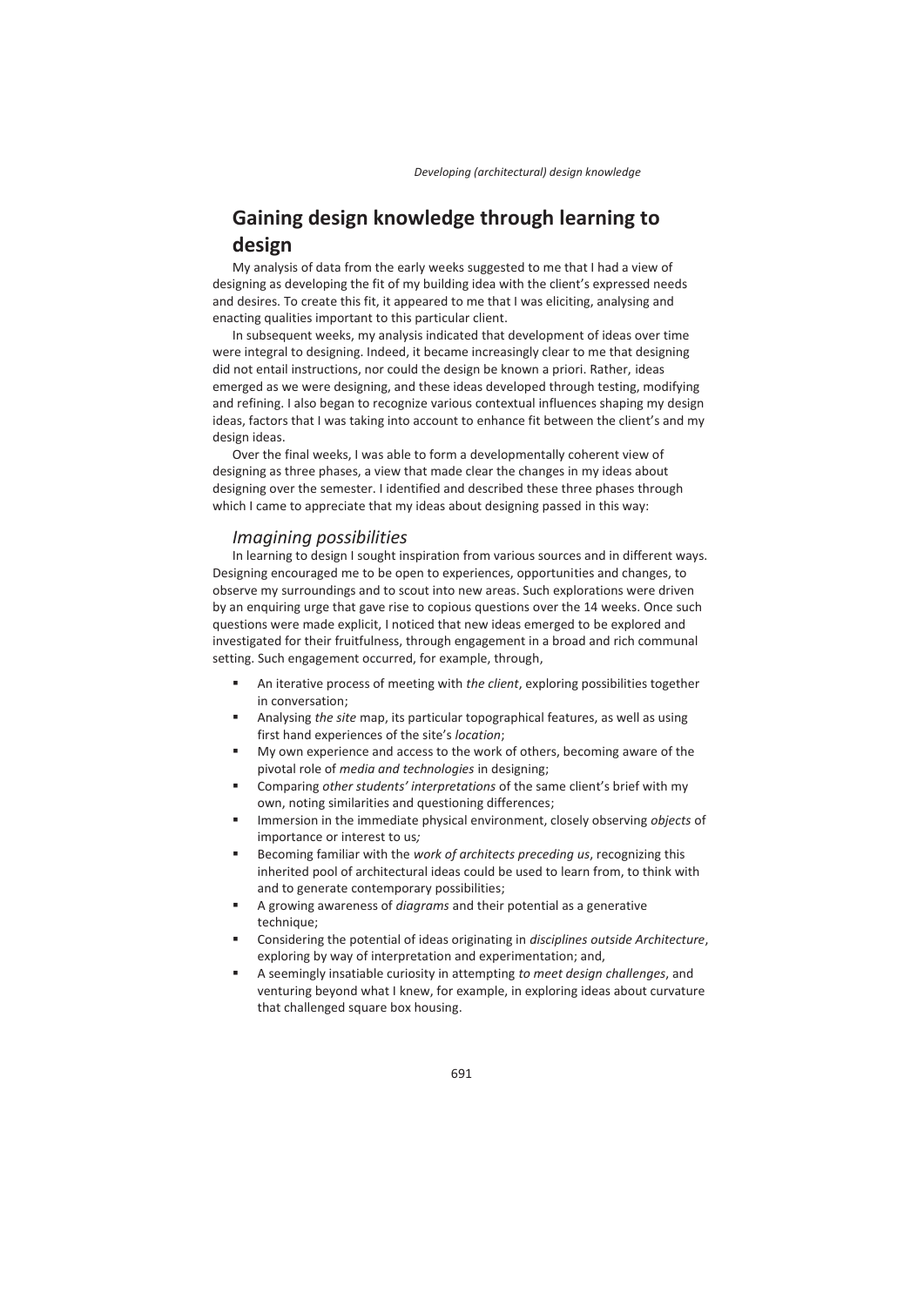## Gaining design knowledge through learning to design

My analysis of data from the early weeks suggested to me that I had a view of designing as developing the fit of my building idea with the client's expressed needs and desires. To create this fit, it appeared to me that I was eliciting, analysing and enacting qualities important to this particular client.

In subsequent weeks, my analysis indicated that development of ideas over time were integral to designing. Indeed, it became increasingly clear to me that designing did not entail instructions, nor could the design be known a priori. Rather, ideas emerged as we were designing, and these ideas developed through testing, modifying and refining. I also began to recognize various contextual influences shaping my design ideas, factors that I was taking into account to enhance fit between the client's and my design ideas.

Over the final weeks, I was able to form a developmentally coherent view of designing as three phases, a view that made clear the changes in my ideas about designing over the semester. I identified and described these three phases through which I came to appreciate that my ideas about designing passed in this way:

### *Imagining possibilities*

In learning to design I sought inspiration from various sources and in different ways. Designing encouraged me to be open to experiences, opportunities and changes, to observe my surroundings and to scout into new areas. Such explorations were driven by an enquiring urge that gave rise to copious questions over the 14 weeks. Once such questions were made explicit, I noticed that new ideas emerged to be explored and investigated for their fruitfulness, through engagement in a broad and rich communal setting. Such engagement occurred, for example, through,

- An iterative process of meeting with *the client*, exploring possibilities together in conversation;
- Analysing *the site* map, its particular topographical features, as well as using first hand experiences of the site's *location*;
- My own experience and access to the work of others, becoming aware of the pivotal role of *media and technologies* in designing;
- Comparing *other students' interpretations* of the same client's brief with my own, noting similarities and questioning differences;
- Immersion in the immediate physical environment, closely observing *objects* of importance or interest to us*;*
- Becoming familiar with the *work of architects preceding us*, recognizing this inherited pool of architectural ideas could be used to learn from, to think with and to generate contemporary possibilities;
- A growing awareness of *diagrams* and their potential as a generative technique;
- Considering the potential of ideas originating in *disciplines outside Architecture*, exploring by way of interpretation and experimentation; and,
- A seemingly insatiable curiosity in attempting *to meet design challenges*, and venturing beyond what I knew, for example, in exploring ideas about curvature that challenged square box housing.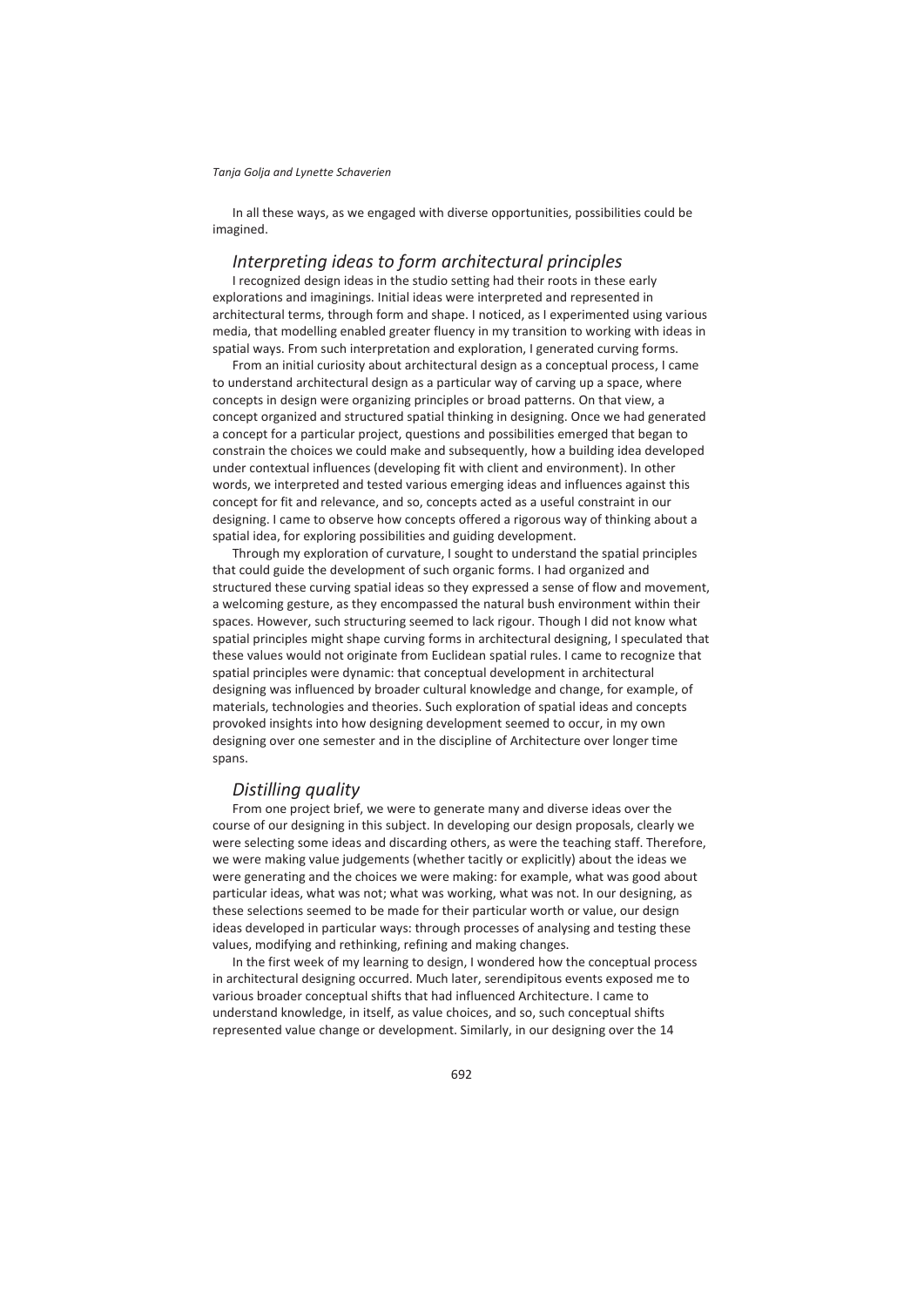In all these ways, as we engaged with diverse opportunities, possibilities could be imagined.

## *Interpreting ideas to form architectural principles*

I recognized design ideas in the studio setting had their roots in these early explorations and imaginings. Initial ideas were interpreted and represented in architectural terms, through form and shape. I noticed, as I experimented using various media, that modelling enabled greater fluency in my transition to working with ideas in spatial ways. From such interpretation and exploration, I generated curving forms.

From an initial curiosity about architectural design as a conceptual process, I came to understand architectural design as a particular way of carving up a space, where concepts in design were organizing principles or broad patterns. On that view, a concept organized and structured spatial thinking in designing. Once we had generated a concept for a particular project, questions and possibilities emerged that began to constrain the choices we could make and subsequently, how a building idea developed under contextual influences (developing fit with client and environment). In other words, we interpreted and tested various emerging ideas and influences against this concept for fit and relevance, and so, concepts acted as a useful constraint in our designing. I came to observe how concepts offered a rigorous way of thinking about a spatial idea, for exploring possibilities and guiding development.

Through my exploration of curvature, I sought to understand the spatial principles that could guide the development of such organic forms. I had organized and structured these curving spatial ideas so they expressed a sense of flow and movement, a welcoming gesture, as they encompassed the natural bush environment within their spaces. However, such structuring seemed to lack rigour. Though I did not know what spatial principles might shape curving forms in architectural designing, I speculated that these values would not originate from Euclidean spatial rules. I came to recognize that spatial principles were dynamic: that conceptual development in architectural designing was influenced by broader cultural knowledge and change, for example, of materials, technologies and theories. Such exploration of spatial ideas and concepts provoked insights into how designing development seemed to occur, in my own designing over one semester and in the discipline of Architecture over longer time spans.

## *Distilling quality*

From one project brief, we were to generate many and diverse ideas over the course of our designing in this subject. In developing our design proposals, clearly we were selecting some ideas and discarding others, as were the teaching staff. Therefore, we were making value judgements (whether tacitly or explicitly) about the ideas we were generating and the choices we were making: for example, what was good about particular ideas, what was not; what was working, what was not. In our designing, as these selections seemed to be made for their particular worth or value, our design ideas developed in particular ways: through processes of analysing and testing these values, modifying and rethinking, refining and making changes.

In the first week of my learning to design, I wondered how the conceptual process in architectural designing occurred. Much later, serendipitous events exposed me to various broader conceptual shifts that had influenced Architecture. I came to understand knowledge, in itself, as value choices, and so, such conceptual shifts represented value change or development. Similarly, in our designing over the 14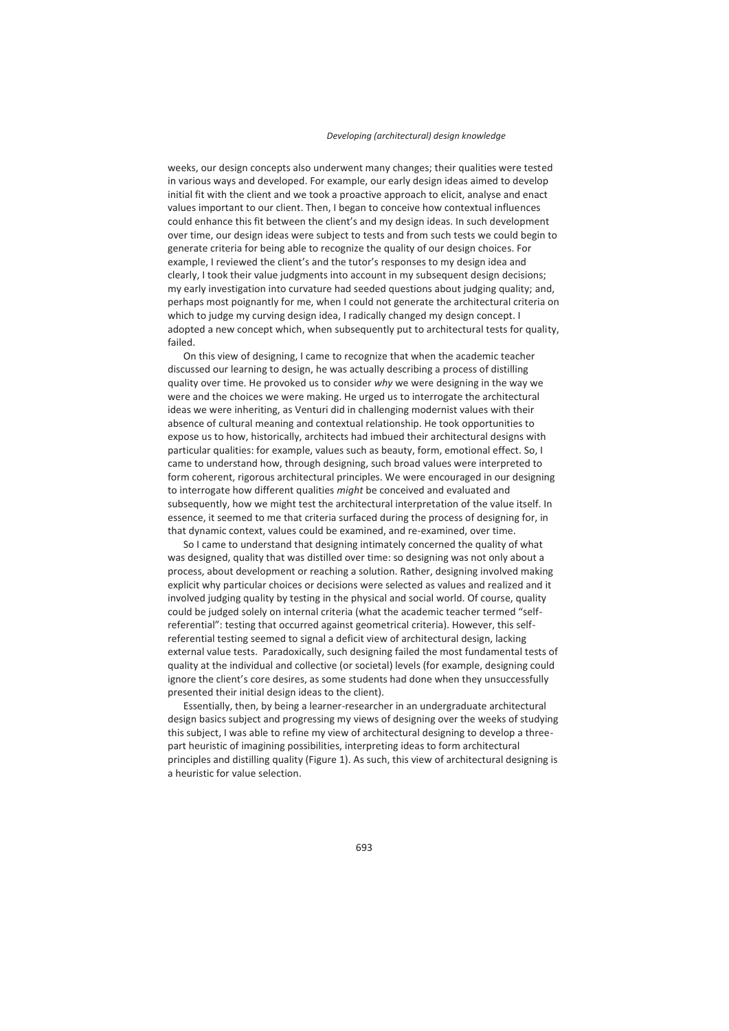weeks, our design concepts also underwent many changes; their qualities were tested in various ways and developed. For example, our early design ideas aimed to develop initial fit with the client and we took a proactive approach to elicit, analyse and enact values important to our client. Then, I began to conceive how contextual influences could enhance this fit between the client's and my design ideas. In such development over time, our design ideas were subject to tests and from such tests we could begin to generate criteria for being able to recognize the quality of our design choices. For example, I reviewed the client's and the tutor's responses to my design idea and clearly, I took their value judgments into account in my subsequent design decisions; my early investigation into curvature had seeded questions about judging quality; and, perhaps most poignantly for me, when I could not generate the architectural criteria on which to judge my curving design idea, I radically changed my design concept. I adopted a new concept which, when subsequently put to architectural tests for quality, failed.

On this view of designing, I came to recognize that when the academic teacher discussed our learning to design, he was actually describing a process of distilling quality over time. He provoked us to consider *why* we were designing in the way we were and the choices we were making. He urged us to interrogate the architectural ideas we were inheriting, as Venturi did in challenging modernist values with their absence of cultural meaning and contextual relationship. He took opportunities to expose us to how, historically, architects had imbued their architectural designs with particular qualities: for example, values such as beauty, form, emotional effect. So, I came to understand how, through designing, such broad values were interpreted to form coherent, rigorous architectural principles. We were encouraged in our designing to interrogate how different qualities *might* be conceived and evaluated and subsequently, how we might test the architectural interpretation of the value itself. In essence, it seemed to me that criteria surfaced during the process of designing for, in that dynamic context, values could be examined, and re-examined, over time.

So I came to understand that designing intimately concerned the quality of what was designed, quality that was distilled over time: so designing was not only about a process, about development or reaching a solution. Rather, designing involved making explicit why particular choices or decisions were selected as values and realized and it involved judging quality by testing in the physical and social world. Of course, quality could be judged solely on internal criteria (what the academic teacher termed "self-referential": testing that occurred against geometrical criteria). However, this self-referential testing seemed to signal a deficit view of architectural design, lacking external value tests. Paradoxically, such designing failed the most fundamental tests of quality at the individual and collective (or societal) levels (for example, designing could ignore the client's core desires, as some students had done when they unsuccessfully presented their initial design ideas to the client).

Essentially, then, by being a learner-researcher in an undergraduate architectural design basics subject and progressing my views of designing over the weeks of studying this subject, I was able to refine my view of architectural designing to develop a three-part heuristic of imagining possibilities, interpreting ideas to form architectural principles and distilling quality (Figure 1). As such, this view of architectural designing is a heuristic for value selection.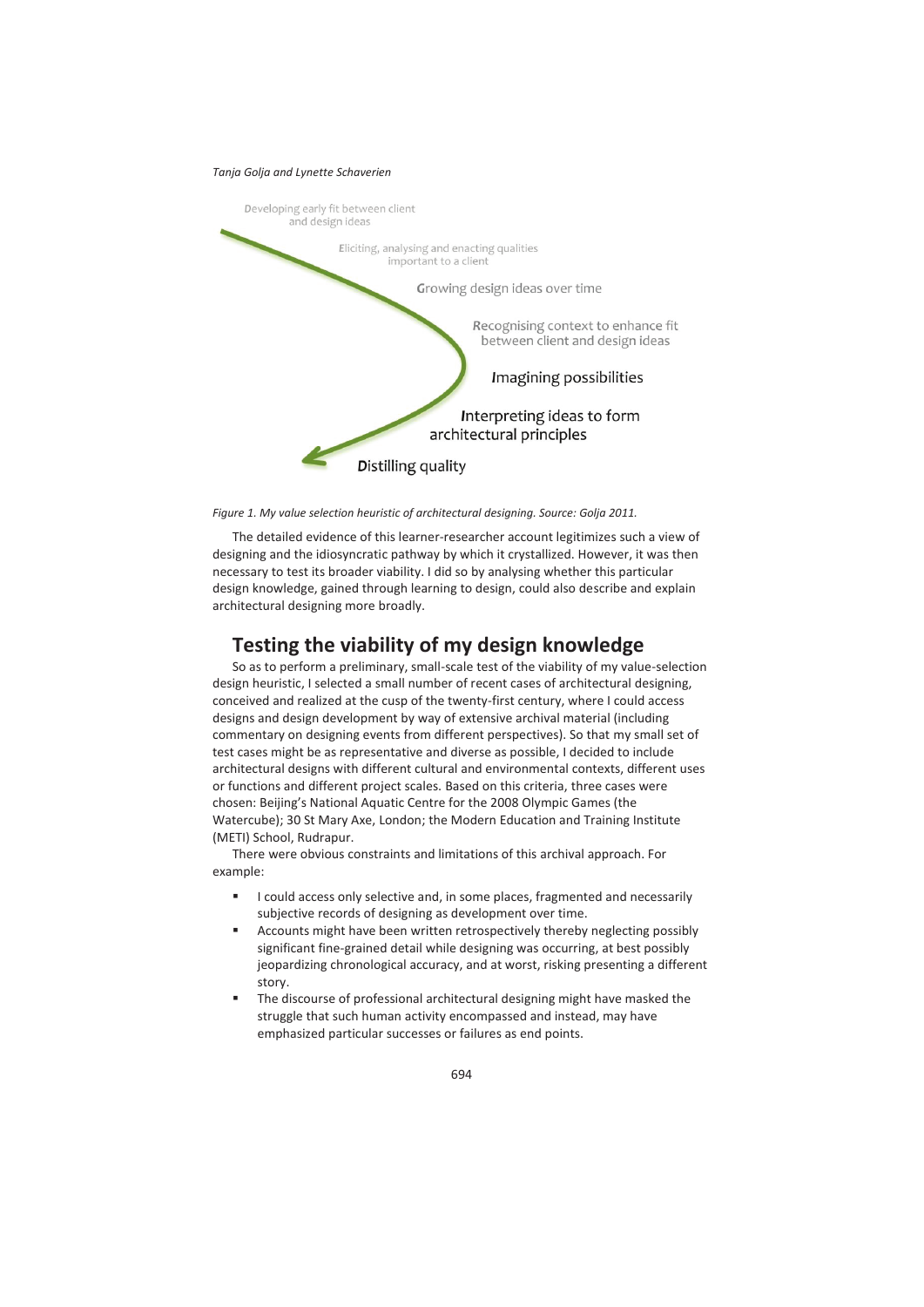Developing early fit between client and design ideas

Eliciting, analysing and enacting qualities important to a client

Growing design ideas over time

Recognising context to enhance fit between client and design ideas

Imagining possibilities

Interpreting ideas to form architectural principles

Distilling quality

*Figure 1. My value selection heuristic of architectural designing. Source: Golja 2011.*

The detailed evidence of this learner-researcher account legitimizes such a view of designing and the idiosyncratic pathway by which it crystallized. However, it was then necessary to test its broader viability. I did so by analysing whether this particular design knowledge, gained through learning to design, could also describe and explain architectural designing more broadly.

## Testing the viability of my design knowledge

So as to perform a preliminary, small-scale test of the viability of my value-selection design heuristic, I selected a small number of recent cases of architectural designing, conceived and realized at the cusp of the twenty-first century, where I could access designs and design development by way of extensive archival material (including commentary on designing events from different perspectives). So that my small set of test cases might be as representative and diverse as possible, I decided to include architectural designs with different cultural and environmental contexts, different uses or functions and different project scales. Based on this criteria, three cases were chosen: Beijing's National Aquatic Centre for the 2008 Olympic Games (the Watercube); 30 St Mary Axe, London; the Modern Education and Training Institute (METI) School, Rudrapur.

There were obvious constraints and limitations of this archival approach. For example:

- I could access only selective and, in some places, fragmented and necessarily subjective records of designing as development over time.
- Accounts might have been written retrospectively thereby neglecting possibly significant fine-grained detail while designing was occurring, at best possibly jeopardizing chronological accuracy, and at worst, risking presenting a different story.
- The discourse of professional architectural designing might have masked the struggle that such human activity encompassed and instead, may have emphasized particular successes or failures as end points.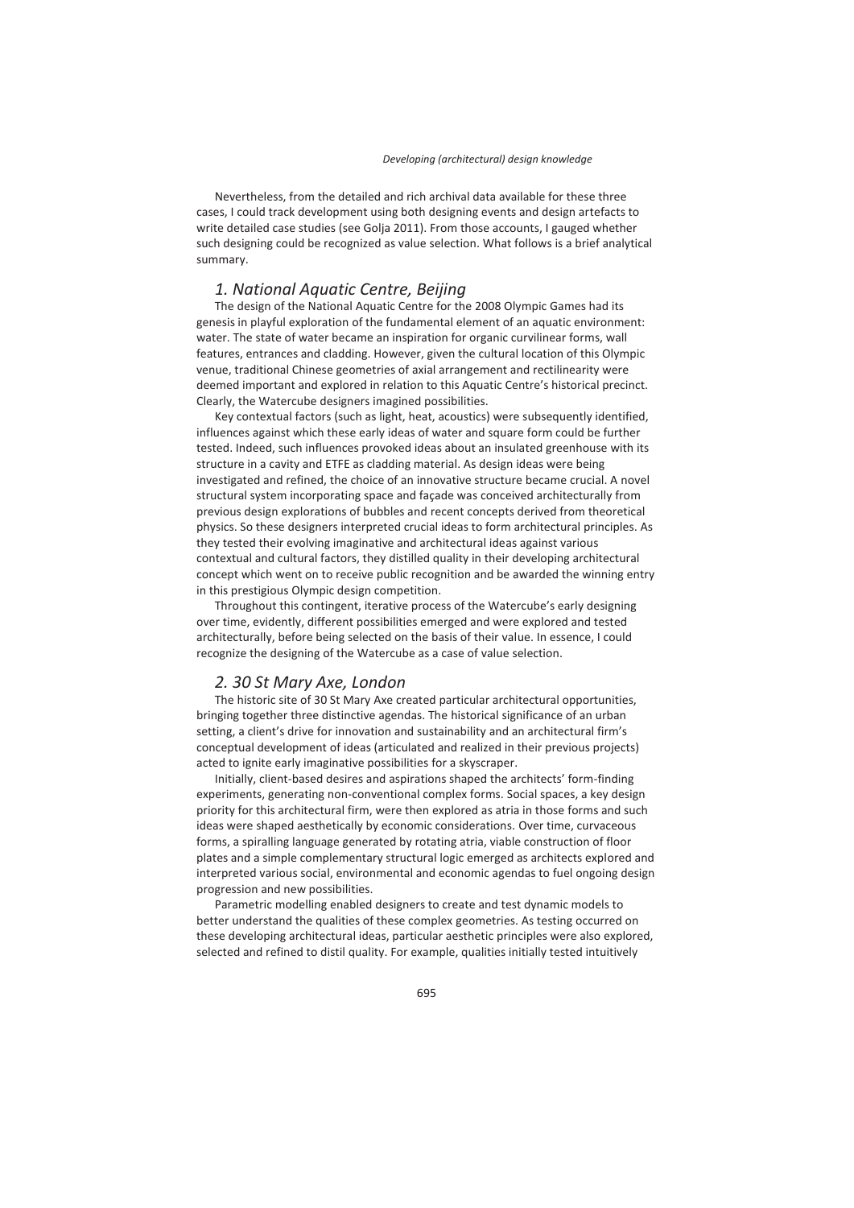Nevertheless, from the detailed and rich archival data available for these three cases, I could track development using both designing events and design artefacts to write detailed case studies (see Golja 2011). From those accounts, I gauged whether such designing could be recognized as value selection. What follows is a brief analytical summary.

## *1. National Aquatic Centre, Beijing*

The design of the National Aquatic Centre for the 2008 Olympic Games had its genesis in playful exploration of the fundamental element of an aquatic environment: water. The state of water became an inspiration for organic curvilinear forms, wall features, entrances and cladding. However, given the cultural location of this Olympic venue, traditional Chinese geometries of axial arrangement and rectilinearity were deemed important and explored in relation to this Aquatic Centre's historical precinct. Clearly, the Watercube designers imagined possibilities.

Key contextual factors (such as light, heat, acoustics) were subsequently identified, influences against which these early ideas of water and square form could be further tested. Indeed, such influences provoked ideas about an insulated greenhouse with its structure in a cavity and ETFE as cladding material. As design ideas were being investigated and refined, the choice of an innovative structure became crucial. A novel structural system incorporating space and façade was conceived architecturally from previous design explorations of bubbles and recent concepts derived from theoretical physics. So these designers interpreted crucial ideas to form architectural principles. As they tested their evolving imaginative and architectural ideas against various contextual and cultural factors, they distilled quality in their developing architectural concept which went on to receive public recognition and be awarded the winning entry in this prestigious Olympic design competition.

Throughout this contingent, iterative process of the Watercube's early designing over time, evidently, different possibilities emerged and were explored and tested architecturally, before being selected on the basis of their value. In essence, I could recognize the designing of the Watercube as a case of value selection.

## *2. 30 St Mary Axe, London*

The historic site of 30 St Mary Axe created particular architectural opportunities, bringing together three distinctive agendas. The historical significance of an urban setting, a client's drive for innovation and sustainability and an architectural firm's conceptual development of ideas (articulated and realized in their previous projects) acted to ignite early imaginative possibilities for a skyscraper.

Initially, client-based desires and aspirations shaped the architects' form-finding experiments, generating non-conventional complex forms. Social spaces, a key design priority for this architectural firm, were then explored as atria in those forms and such ideas were shaped aesthetically by economic considerations. Over time, curvaceous forms, a spiralling language generated by rotating atria, viable construction of floor plates and a simple complementary structural logic emerged as architects explored and interpreted various social, environmental and economic agendas to fuel ongoing design progression and new possibilities.

Parametric modelling enabled designers to create and test dynamic models to better understand the qualities of these complex geometries. As testing occurred on these developing architectural ideas, particular aesthetic principles were also explored, selected and refined to distil quality. For example, qualities initially tested intuitively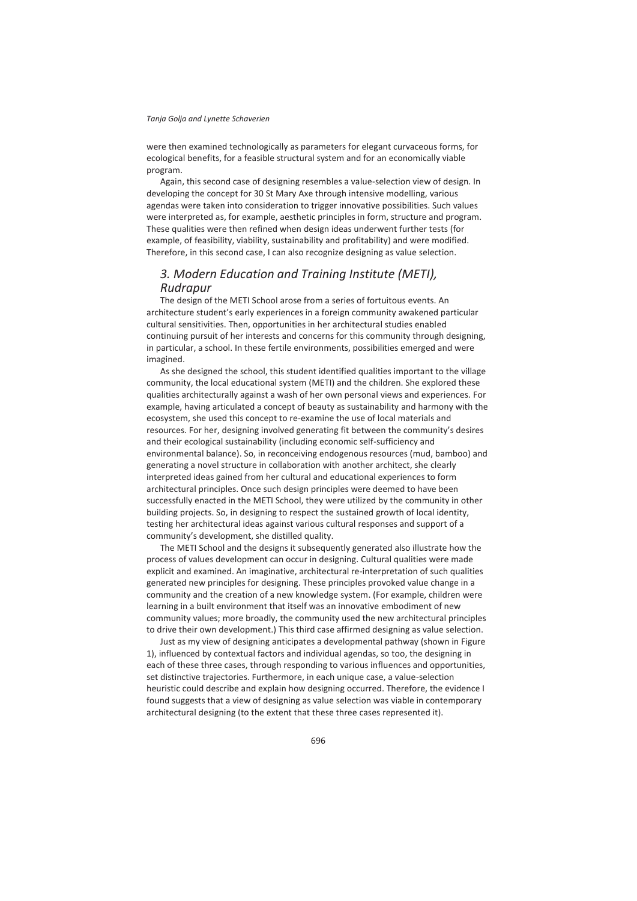were then examined technologically as parameters for elegant curvaceous forms, for ecological benefits, for a feasible structural system and for an economically viable program.

Again, this second case of designing resembles a value-selection view of design. In developing the concept for 30 St Mary Axe through intensive modelling, various agendas were taken into consideration to trigger innovative possibilities. Such values were interpreted as, for example, aesthetic principles in form, structure and program. These qualities were then refined when design ideas underwent further tests (for example, of feasibility, viability, sustainability and profitability) and were modified. Therefore, in this second case, I can also recognize designing as value selection.

### *3. Modern Education and Training Institute (METI), Rudrapur*

The design of the METI School arose from a series of fortuitous events. An architecture student's early experiences in a foreign community awakened particular cultural sensitivities. Then, opportunities in her architectural studies enabled continuing pursuit of her interests and concerns for this community through designing, in particular, a school. In these fertile environments, possibilities emerged and were imagined.

As she designed the school, this student identified qualities important to the village community, the local educational system (METI) and the children. She explored these qualities architecturally against a wash of her own personal views and experiences. For example, having articulated a concept of beauty as sustainability and harmony with the ecosystem, she used this concept to re-examine the use of local materials and resources. For her, designing involved generating fit between the community's desires and their ecological sustainability (including economic self-sufficiency and environmental balance). So, in reconceiving endogenous resources (mud, bamboo) and generating a novel structure in collaboration with another architect, she clearly interpreted ideas gained from her cultural and educational experiences to form architectural principles. Once such design principles were deemed to have been successfully enacted in the METI School, they were utilized by the community in other building projects. So, in designing to respect the sustained growth of local identity, testing her architectural ideas against various cultural responses and support of a community's development, she distilled quality.

The METI School and the designs it subsequently generated also illustrate how the process of values development can occur in designing. Cultural qualities were made explicit and examined. An imaginative, architectural re-interpretation of such qualities generated new principles for designing. These principles provoked value change in a community and the creation of a new knowledge system. (For example, children were learning in a built environment that itself was an innovative embodiment of new community values; more broadly, the community used the new architectural principles to drive their own development.) This third case affirmed designing as value selection.

Just as my view of designing anticipates a developmental pathway (shown in Figure 1), influenced by contextual factors and individual agendas, so too, the designing in each of these three cases, through responding to various influences and opportunities, set distinctive trajectories. Furthermore, in each unique case, a value-selection heuristic could describe and explain how designing occurred. Therefore, the evidence I found suggests that a view of designing as value selection was viable in contemporary architectural designing (to the extent that these three cases represented it).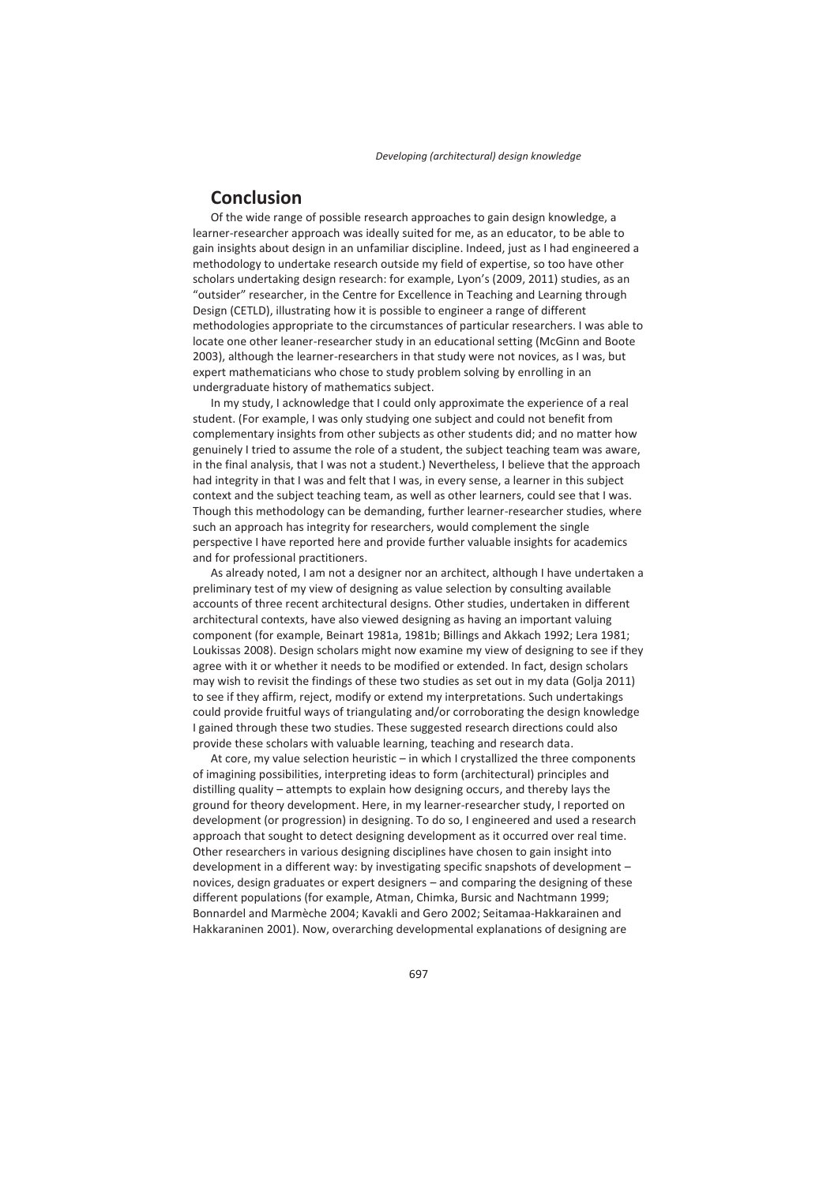## Conclusion

Of the wide range of possible research approaches to gain design knowledge, a learner-researcher approach was ideally suited for me, as an educator, to be able to gain insights about design in an unfamiliar discipline. Indeed, just as I had engineered a methodology to undertake research outside my field of expertise, so too have other scholars undertaking design research: for example, Lyon's (2009, 2011) studies, as an "outsider" researcher, in the Centre for Excellence in Teaching and Learning through Design (CETLD), illustrating how it is possible to engineer a range of different methodologies appropriate to the circumstances of particular researchers. I was able to locate one other leaner-researcher study in an educational setting (McGinn and Boote 2003), although the learner-researchers in that study were not novices, as I was, but expert mathematicians who chose to study problem solving by enrolling in an undergraduate history of mathematics subject.

In my study, I acknowledge that I could only approximate the experience of a real student. (For example, I was only studying one subject and could not benefit from complementary insights from other subjects as other students did; and no matter how genuinely I tried to assume the role of a student, the subject teaching team was aware, in the final analysis, that I was not a student.) Nevertheless, I believe that the approach had integrity in that I was and felt that I was, in every sense, a learner in this subject context and the subject teaching team, as well as other learners, could see that I was. Though this methodology can be demanding, further learner-researcher studies, where such an approach has integrity for researchers, would complement the single perspective I have reported here and provide further valuable insights for academics and for professional practitioners.

As already noted, I am not a designer nor an architect, although I have undertaken a preliminary test of my view of designing as value selection by consulting available accounts of three recent architectural designs. Other studies, undertaken in different architectural contexts, have also viewed designing as having an important valuing component (for example, Beinart 1981a, 1981b; Billings and Akkach 1992; Lera 1981; Loukissas 2008). Design scholars might now examine my view of designing to see if they agree with it or whether it needs to be modified or extended. In fact, design scholars may wish to revisit the findings of these two studies as set out in my data (Golja 2011) to see if they affirm, reject, modify or extend my interpretations. Such undertakings could provide fruitful ways of triangulating and/or corroborating the design knowledge I gained through these two studies. These suggested research directions could also provide these scholars with valuable learning, teaching and research data.

At core, my value selection heuristic – in which I crystallized the three components of imagining possibilities, interpreting ideas to form (architectural) principles and distilling quality – attempts to explain how designing occurs, and thereby lays the ground for theory development. Here, in my learner-researcher study, I reported on development (or progression) in designing. To do so, I engineered and used a research approach that sought to detect designing development as it occurred over real time. Other researchers in various designing disciplines have chosen to gain insight into development in a different way: by investigating specific snapshots of development – novices, design graduates or expert designers – and comparing the designing of these different populations (for example, Atman, Chimka, Bursic and Nachtmann 1999; Bonnardel and Marmèche 2004; Kavakli and Gero 2002; Seitamaa-Hakkarainen and Hakkaraninen 2001). Now, overarching developmental explanations of designing are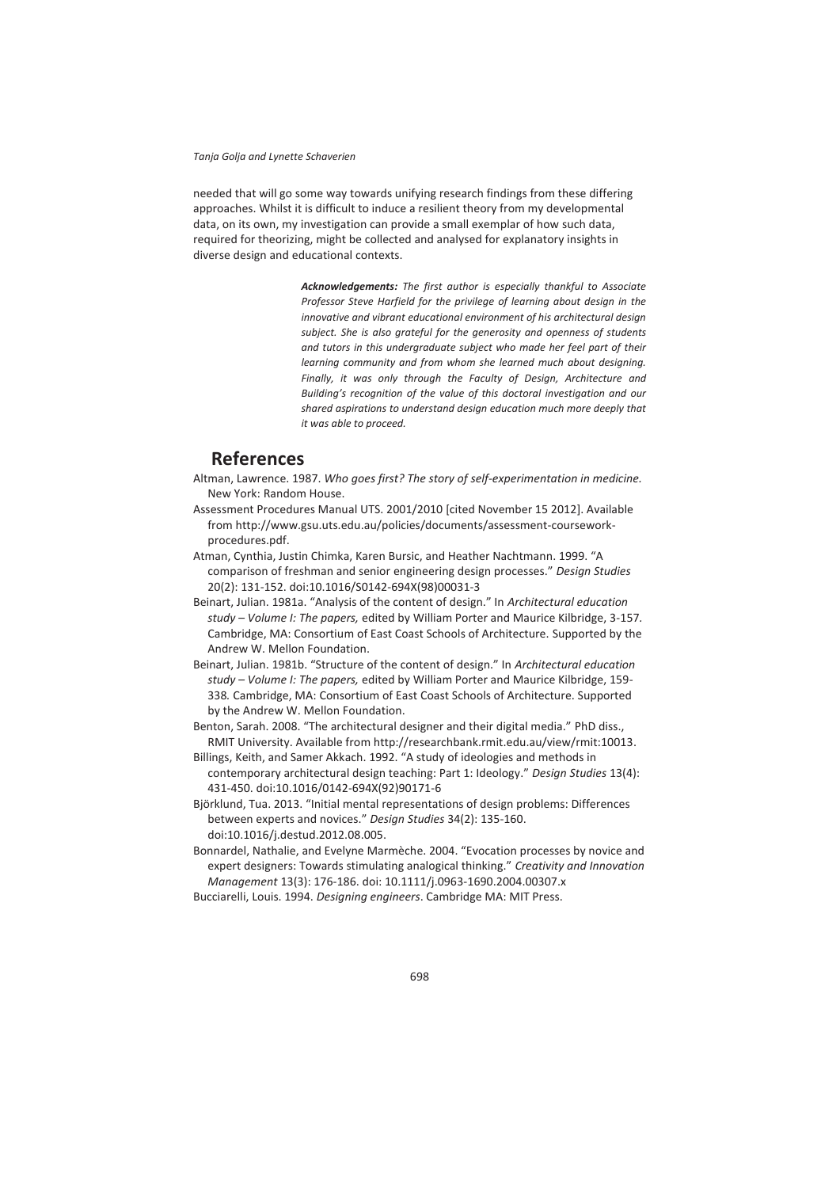needed that will go some way towards unifying research findings from these differing approaches. Whilst it is difficult to induce a resilient theory from my developmental data, on its own, my investigation can provide a small exemplar of how such data, required for theorizing, might be collected and analysed for explanatory insights in diverse design and educational contexts.

> ***Acknowledgements:*** *The first author is especially thankful to Associate Professor Steve Harfield for the privilege of learning about design in the innovative and vibrant educational environment of his architectural design subject. She is also grateful for the generosity and openness of students and tutors in this undergraduate subject who made her feel part of their learning community and from whom she learned much about designing. Finally, it was only through the Faculty of Design, Architecture and Building's recognition of the value of this doctoral investigation and our shared aspirations to understand design education much more deeply that it was able to proceed.*

## References

Altman, Lawrence. 1987. *Who goes first? The story of self-experimentation in medicine.* New York: Random House.

Assessment Procedures Manual UTS. 2001/2010 [cited November 15 2012]. Available from http://www.gsu.uts.edu.au/policies/documents/assessment-coursework-procedures.pdf.

Atman, Cynthia, Justin Chimka, Karen Bursic, and Heather Nachtmann. 1999. "A comparison of freshman and senior engineering design processes." *Design Studies* 20(2): 131-152. doi:10.1016/S0142-694X(98)00031-3

Beinart, Julian. 1981a. "Analysis of the content of design." In *Architectural education study – Volume I: The papers,* edited by William Porter and Maurice Kilbridge, 3-157. Cambridge, MA: Consortium of East Coast Schools of Architecture. Supported by the Andrew W. Mellon Foundation.

Beinart, Julian. 1981b. "Structure of the content of design." In *Architectural education study – Volume I: The papers,* edited by William Porter and Maurice Kilbridge, 159-338. Cambridge, MA: Consortium of East Coast Schools of Architecture. Supported by the Andrew W. Mellon Foundation.

Benton, Sarah. 2008. "The architectural designer and their digital media." PhD diss., RMIT University. Available from http://researchbank.rmit.edu.au/view/rmit:10013.

Billings, Keith, and Samer Akkach. 1992. "A study of ideologies and methods in contemporary architectural design teaching: Part 1: Ideology." *Design Studies* 13(4): 431-450. doi:10.1016/0142-694X(92)90171-6

Björklund, Tua. 2013. "Initial mental representations of design problems: Differences between experts and novices." *Design Studies* 34(2): 135-160. doi:10.1016/j.destud.2012.08.005.

Bonnardel, Nathalie, and Evelyne Marmèche. 2004. "Evocation processes by novice and expert designers: Towards stimulating analogical thinking." *Creativity and Innovation Management* 13(3): 176-186. doi: 10.1111/j.0963-1690.2004.00307.x

Bucciarelli, Louis. 1994. *Designing engineers*. Cambridge MA: MIT Press.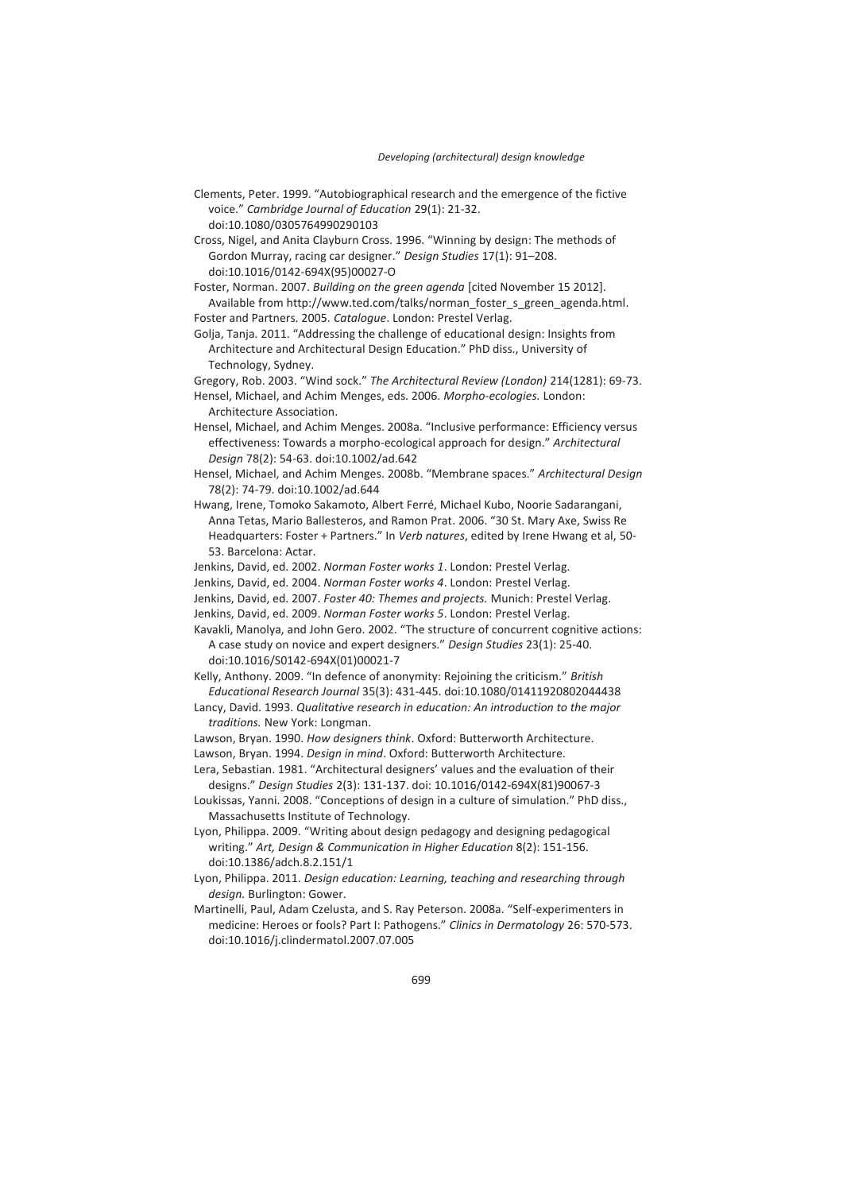Clements, Peter. 1999. "Autobiographical research and the emergence of the fictive voice." *Cambridge Journal of Education* 29(1): 21-32. doi:10.1080/0305764990290103

Cross, Nigel, and Anita Clayburn Cross. 1996. "Winning by design: The methods of Gordon Murray, racing car designer." *Design Studies* 17(1): 91–208. doi:10.1016/0142-694X(95)00027-O

Foster, Norman. 2007. *Building on the green agenda* [cited November 15 2012]. Available from http://www.ted.com/talks/norman_foster_s_green_agenda.html.

Foster and Partners. 2005. *Catalogue*. London: Prestel Verlag.

Golja, Tanja. 2011. "Addressing the challenge of educational design: Insights from Architecture and Architectural Design Education." PhD diss., University of Technology, Sydney.

Gregory, Rob. 2003. "Wind sock." *The Architectural Review (London)* 214(1281): 69-73.

Hensel, Michael, and Achim Menges, eds. 2006. *Morpho-ecologies.* London: Architecture Association.

Hensel, Michael, and Achim Menges. 2008a. "Inclusive performance: Efficiency versus effectiveness: Towards a morpho-ecological approach for design." *Architectural Design* 78(2): 54-63. doi:10.1002/ad.642

Hensel, Michael, and Achim Menges. 2008b. "Membrane spaces." *Architectural Design* 78(2): 74-79. doi:10.1002/ad.644

Hwang, Irene, Tomoko Sakamoto, Albert Ferré, Michael Kubo, Noorie Sadarangani, Anna Tetas, Mario Ballesteros, and Ramon Prat. 2006. "30 St. Mary Axe, Swiss Re Headquarters: Foster + Partners." In *Verb natures*, edited by Irene Hwang et al, 50-53. Barcelona: Actar.

Jenkins, David, ed. 2002. *Norman Foster works 1*. London: Prestel Verlag.

Jenkins, David, ed. 2004. *Norman Foster works 4*. London: Prestel Verlag.

Jenkins, David, ed. 2007. *Foster 40: Themes and projects.* Munich: Prestel Verlag.

Jenkins, David, ed. 2009. *Norman Foster works 5*. London: Prestel Verlag.

Kavakli, Manolya, and John Gero. 2002. "The structure of concurrent cognitive actions: A case study on novice and expert designers." *Design Studies* 23(1): 25-40. doi:10.1016/S0142-694X(01)00021-7

Kelly, Anthony. 2009. "In defence of anonymity: Rejoining the criticism." *British Educational Research Journal* 35(3): 431-445. doi:10.1080/01411920802044438

Lancy, David. 1993. *Qualitative research in education: An introduction to the major traditions.* New York: Longman.

Lawson, Bryan. 1990. *How designers think*. Oxford: Butterworth Architecture.

Lawson, Bryan. 1994. *Design in mind*. Oxford: Butterworth Architecture.

Lera, Sebastian. 1981. "Architectural designers' values and the evaluation of their designs." *Design Studies* 2(3): 131-137. doi: 10.1016/0142-694X(81)90067-3

Loukissas, Yanni. 2008. "Conceptions of design in a culture of simulation." PhD diss., Massachusetts Institute of Technology.

Lyon, Philippa. 2009. "Writing about design pedagogy and designing pedagogical writing." *Art, Design & Communication in Higher Education* 8(2): 151-156. doi:10.1386/adch.8.2.151/1

Lyon, Philippa. 2011. *Design education: Learning, teaching and researching through design.* Burlington: Gower.

Martinelli, Paul, Adam Czelusta, and S. Ray Peterson. 2008a. "Self-experimenters in medicine: Heroes or fools? Part I: Pathogens." *Clinics in Dermatology* 26: 570-573. doi:10.1016/j.clindermatol.2007.07.005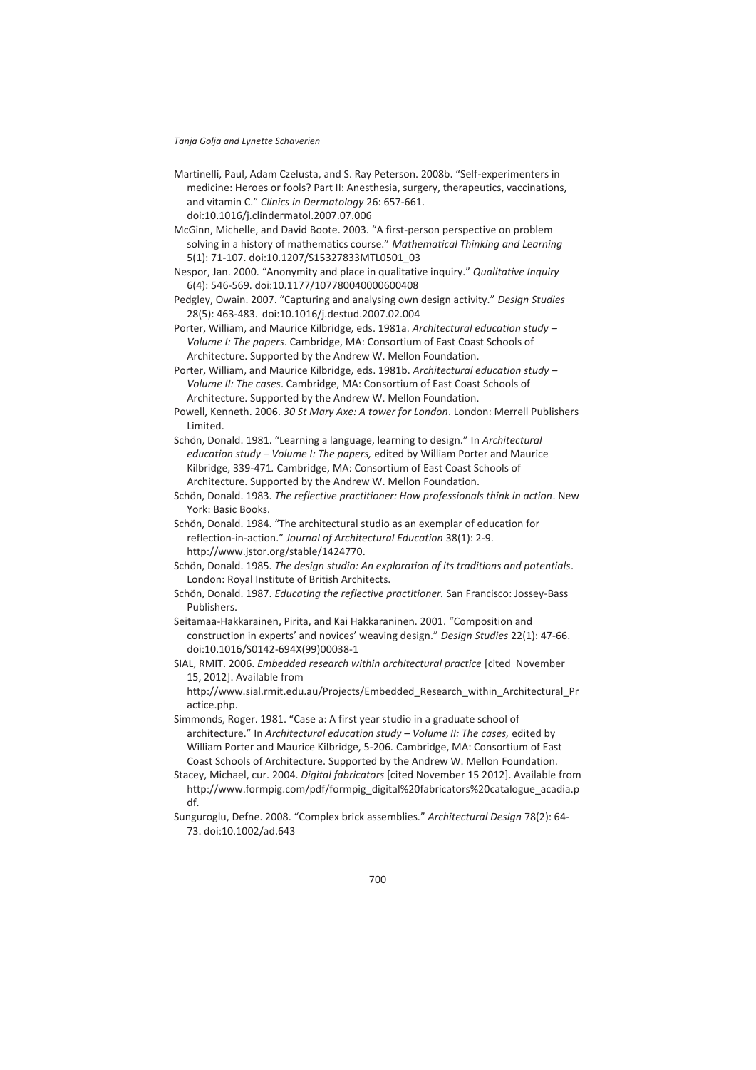Martinelli, Paul, Adam Czelusta, and S. Ray Peterson. 2008b. "Self-experimenters in medicine: Heroes or fools? Part II: Anesthesia, surgery, therapeutics, vaccinations, and vitamin C." *Clinics in Dermatology* 26: 657-661. doi:10.1016/j.clindermatol.2007.07.006

McGinn, Michelle, and David Boote. 2003. "A first-person perspective on problem solving in a history of mathematics course." *Mathematical Thinking and Learning* 5(1): 71-107. doi:10.1207/S15327833MTL0501_03

Nespor, Jan. 2000. "Anonymity and place in qualitative inquiry." *Qualitative Inquiry* 6(4): 546-569. doi:10.1177/107780040000600408

Pedgley, Owain. 2007. "Capturing and analysing own design activity." *Design Studies* 28(5): 463-483. doi:10.1016/j.destud.2007.02.004

Porter, William, and Maurice Kilbridge, eds. 1981a. *Architectural education study – Volume I: The papers*. Cambridge, MA: Consortium of East Coast Schools of Architecture. Supported by the Andrew W. Mellon Foundation.

Porter, William, and Maurice Kilbridge, eds. 1981b. *Architectural education study – Volume II: The cases*. Cambridge, MA: Consortium of East Coast Schools of Architecture. Supported by the Andrew W. Mellon Foundation.

Powell, Kenneth. 2006. *30 St Mary Axe: A tower for London*. London: Merrell Publishers Limited.

Schön, Donald. 1981. "Learning a language, learning to design." In *Architectural education study – Volume I: The papers,* edited by William Porter and Maurice Kilbridge, 339-471. Cambridge, MA: Consortium of East Coast Schools of Architecture. Supported by the Andrew W. Mellon Foundation.

Schön, Donald. 1983. *The reflective practitioner: How professionals think in action*. New York: Basic Books.

Schön, Donald. 1984. "The architectural studio as an exemplar of education for reflection-in-action." *Journal of Architectural Education* 38(1): 2-9. http://www.jstor.org/stable/1424770.

Schön, Donald. 1985. *The design studio: An exploration of its traditions and potentials*. London: Royal Institute of British Architects.

Schön, Donald. 1987. *Educating the reflective practitioner.* San Francisco: Jossey-Bass Publishers.

Seitamaa-Hakkarainen, Pirita, and Kai Hakkaraninen. 2001. "Composition and construction in experts' and novices' weaving design." *Design Studies* 22(1): 47-66. doi:10.1016/S0142-694X(99)00038-1

SIAL, RMIT. 2006. *Embedded research within architectural practice* [cited November 15, 2012]. Available from http://www.sial.rmit.edu.au/Projects/Embedded_Research_within_Architectural_Practice.php.

Simmonds, Roger. 1981. "Case a: A first year studio in a graduate school of architecture." In *Architectural education study – Volume II: The cases,* edited by William Porter and Maurice Kilbridge, 5-206. Cambridge, MA: Consortium of East Coast Schools of Architecture. Supported by the Andrew W. Mellon Foundation.

Stacey, Michael, cur. 2004. *Digital fabricators* [cited November 15 2012]. Available from http://www.formpig.com/pdf/formpig_digital%20fabricators%20catalogue_acadia.pdf.

Sunguroglu, Defne. 2008. "Complex brick assemblies." *Architectural Design* 78(2): 64-73. doi:10.1002/ad.643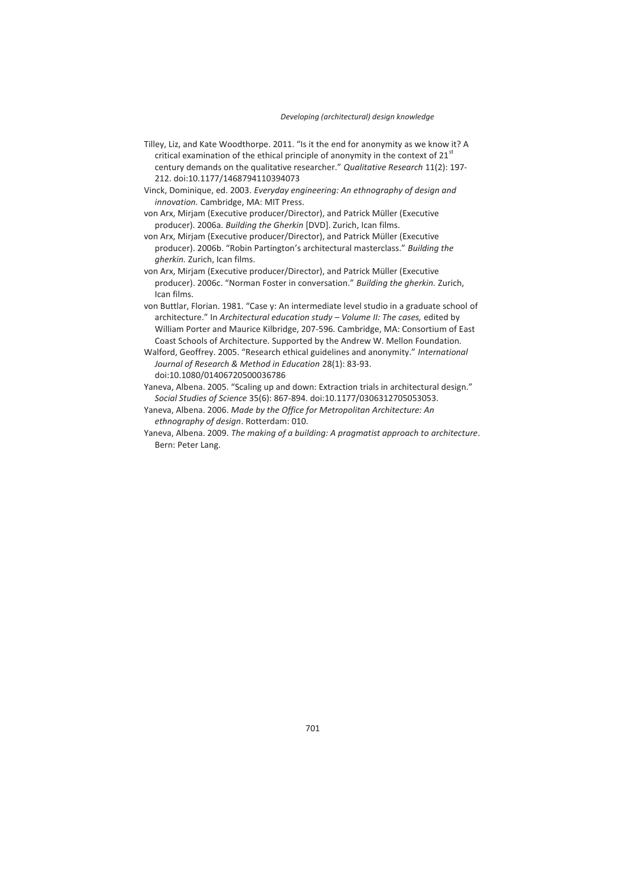Tilley, Liz, and Kate Woodthorpe. 2011. "Is it the end for anonymity as we know it? A critical examination of the ethical principle of anonymity in the context of 21st century demands on the qualitative researcher." *Qualitative Research* 11(2): 197-212. doi:10.1177/1468794110394073

Vinck, Dominique, ed. 2003. *Everyday engineering: An ethnography of design and innovation.* Cambridge, MA: MIT Press.

von Arx, Mirjam (Executive producer/Director), and Patrick Müller (Executive producer). 2006a. *Building the Gherkin* [DVD]. Zurich, Ican films.

von Arx, Mirjam (Executive producer/Director), and Patrick Müller (Executive producer). 2006b. "Robin Partington's architectural masterclass." *Building the gherkin.* Zurich, Ican films.

von Arx, Mirjam (Executive producer/Director), and Patrick Müller (Executive producer). 2006c. "Norman Foster in conversation." *Building the gherkin.* Zurich, Ican films.

von Buttlar, Florian. 1981. "Case y: An intermediate level studio in a graduate school of architecture." In *Architectural education study – Volume II: The cases,* edited by William Porter and Maurice Kilbridge, 207-596. Cambridge, MA: Consortium of East Coast Schools of Architecture. Supported by the Andrew W. Mellon Foundation.

Walford, Geoffrey. 2005. "Research ethical guidelines and anonymity." *International Journal of Research & Method in Education* 28(1): 83-93. doi:10.1080/01406720500036786

Yaneva, Albena. 2005. "Scaling up and down: Extraction trials in architectural design." *Social Studies of Science* 35(6): 867-894. doi:10.1177/0306312705053053.

Yaneva, Albena. 2006. *Made by the Office for Metropolitan Architecture: An ethnography of design*. Rotterdam: 010.

Yaneva, Albena. 2009. *The making of a building: A pragmatist approach to architecture*. Bern: Peter Lang.